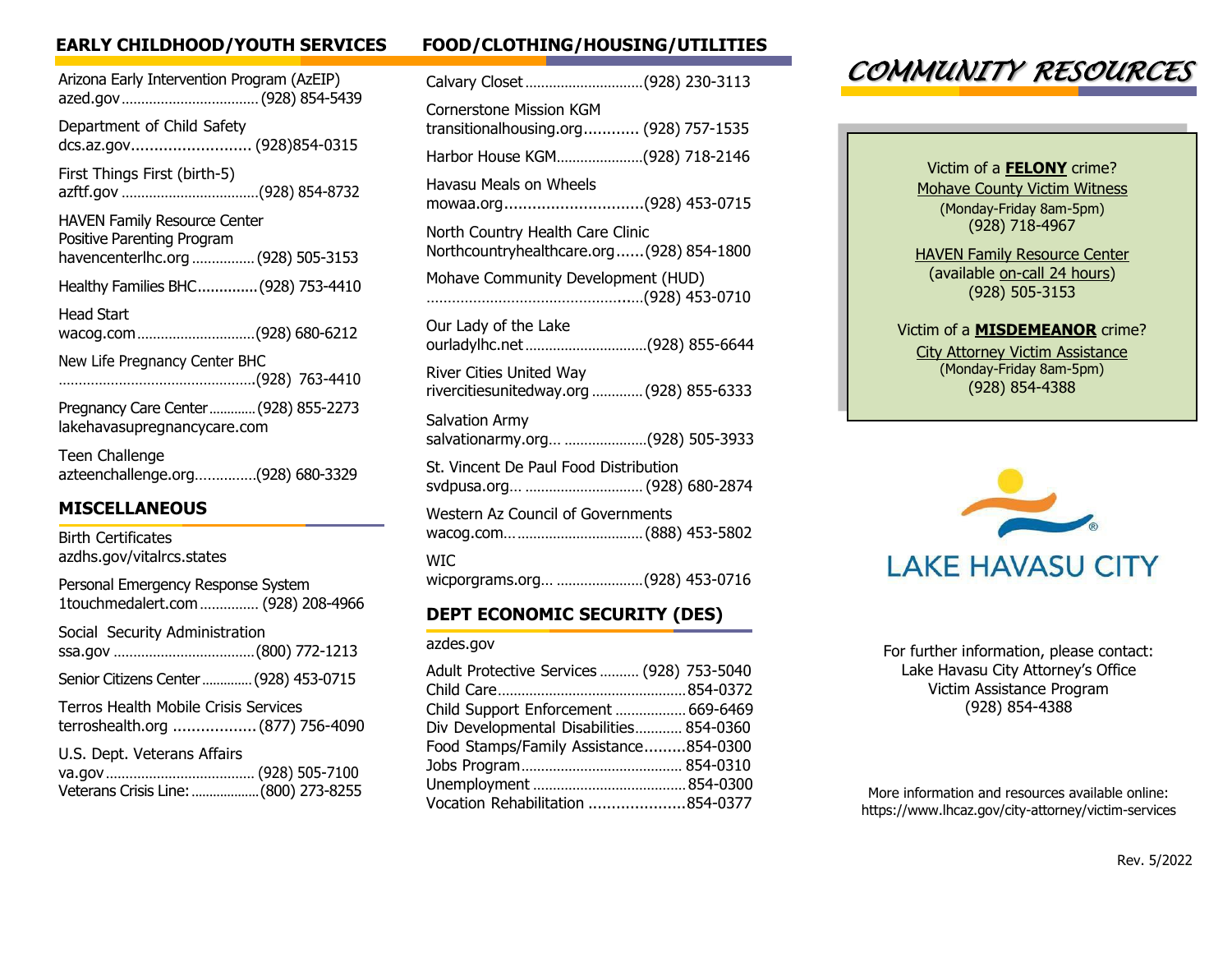## EARLY CHILDHOOD/YOUTH SERVICES

Arizona Early Intervention Program (AzEIP)
azed.gov .................................... (928) 854-5439

Department of Child Safety
dcs.az.gov.......................... (928)854-0315

First Things First (birth-5)
azftf.gov .................................... (928) 854-8732

HAVEN Family Resource Center
Positive Parenting Program
havencenterlhc.org ................ (928) 505-3153

Healthy Families BHC............. (928) 753-4410

Head Start
wacog.com.............................. (928) 680-6212

New Life Pregnancy Center BHC
................................................ (928) 763-4410

Pregnancy Care Center............ (928) 855-2273
lakehavasupregnancycare.com

Teen Challenge
azteenchallenge.org............... (928) 680-3329

## MISCELLANEOUS

Birth Certificates
azdhs.gov/vitalrcs.states

Personal Emergency Response System
1touchmedalert.com ............... (928) 208-4966

Social Security Administration
ssa.gov .................................... (800) 772-1213

Senior Citizens Center ............. (928) 453-0715

Terros Health Mobile Crisis Services
terroshealth.org .................. (877) 756-4090

U.S. Dept. Veterans Affairs
va.gov ...................................... (928) 505-7100
Veterans Crisis Line: .................. (800) 273-8255

## FOOD/CLOTHING/HOUSING/UTILITIES

Calvary Closet .............................. (928) 230-3113

Cornerstone Mission KGM
transitionalhousing.org............ (928) 757-1535

Harbor House KGM...................... (928) 718-2146

Havasu Meals on Wheels
mowaa.org.............................. (928) 453-0715

North Country Health Care Clinic
Northcountryhealthcare.org...... (928) 854-1800

Mohave Community Development (HUD)
.................................................. (928) 453-0710

Our Lady of the Lake
ourladylhc.net .............................. (928) 855-6644

River Cities United Way
rivercitiesunitedway.org ............ (928) 855-6333

Salvation Army
salvationarmy.org... ..................... (928) 505-3933

St. Vincent De Paul Food Distribution
svdpusa.org... .............................. (928) 680-2874

Western Az Council of Governments
wacog.com... ................................ (888) 453-5802

WIC
wicporgrams.org... ...................... (928) 453-0716

## DEPT ECONOMIC SECURITY (DES)

azdes.gov

Adult Protective Services .......... (928) 753-5040
Child Care................................................ 854-0372
Child Support Enforcement .................. 669-6469
Div Developmental Disabilities............ 854-0360
Food Stamps/Family Assistance.........854-0300
Jobs Program......................................... 854-0310
Unemployment ....................................... 854-0300
Vocation Rehabilitation .....................854-0377

# COMMUNITY RESOURCES

Victim of a **FELONY** crime?
Mohave County Victim Witness
(Monday-Friday 8am-5pm)
(928) 718-4967

HAVEN Family Resource Center
(available on-call 24 hours)
(928) 505-3153

Victim of a **MISDEMEANOR** crime?
City Attorney Victim Assistance
(Monday-Friday 8am-5pm)
(928) 854-4388

LAKE HAVASU CITY

For further information, please contact:
Lake Havasu City Attorney's Office
Victim Assistance Program
(928) 854-4388

More information and resources available online:
https://www.lhcaz.gov/city-attorney/victim-services

Rev. 5/2022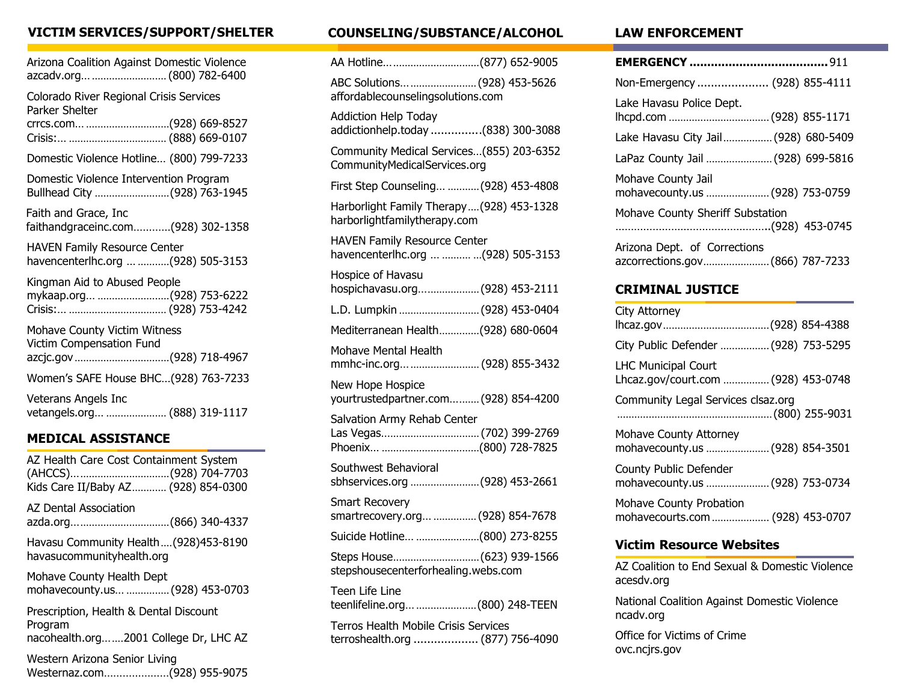## VICTIM SERVICES/SUPPORT/SHELTER

Arizona Coalition Against Domestic Violence
azcadv.org... (800) 782-6400

Colorado River Regional Crisis Services
Parker Shelter
crrcs.com... (928) 669-8527
Crisis:... (888) 669-0107

Domestic Violence Hotline... (800) 799-7233

Domestic Violence Intervention Program
Bullhead City (928) 763-1945

Faith and Grace, Inc
faithandgraceinc.com (928) 302-1358

HAVEN Family Resource Center
havencenterlhc.org ... (928) 505-3153

Kingman Aid to Abused People
mykaap.org... (928) 753-6222
Crisis:... (928) 753-4242

Mohave County Victim Witness
Victim Compensation Fund
azcjc.gov (928) 718-4967

Women's SAFE House BHC...(928) 763-7233

Veterans Angels Inc
vetangels.org... (888) 319-1117

## MEDICAL ASSISTANCE

AZ Health Care Cost Containment System
(AHCCS)... (928) 704-7703
Kids Care II/Baby AZ (928) 854-0300

AZ Dental Association
azda.org... (866) 340-4337

Havasu Community Health....(928)453-8190
havasucommunityhealth.org

Mohave County Health Dept
mohavecounty.us... (928) 453-0703

Prescription, Health & Dental Discount Program
nacohealth.org......2001 College Dr, LHC AZ

Western Arizona Senior Living
Westernaz.com (928) 955-9075

## COUNSELING/SUBSTANCE/ALCOHOL

AA Hotline... (877) 652-9005

ABC Solutions... (928) 453-5626
affordablecounselingsolutions.com

Addiction Help Today
addictionhelp.today (838) 300-3088

Community Medical Services...(855) 203-6352
CommunityMedicalServices.org

First Step Counseling... (928) 453-4808

Harborlight Family Therapy....(928) 453-1328
harborlightfamilytherapy.com

HAVEN Family Resource Center
havencenterlhc.org ... ...(928) 505-3153

Hospice of Havasu
hospichavasu.org... (928) 453-2111

L.D. Lumpkin (928) 453-0404

Mediterranean Health (928) 680-0604

Mohave Mental Health
mmhc-inc.org... (928) 855-3432

New Hope Hospice
yourtrustedpartner.com... (928) 854-4200

Salvation Army Rehab Center
Las Vegas (702) 399-2769
Phoenix... (800) 728-7825

Southwest Behavioral
sbhservices.org (928) 453-2661

Smart Recovery
smartrecovery.org... (928) 854-7678

Suicide Hotline... (800) 273-8255

Steps House (623) 939-1566
stepshousecenterforhealing.webs.com

Teen Life Line
teenlifeline.org... (800) 248-TEEN

Terros Health Mobile Crisis Services
terroshealth.org (877) 756-4090

## LAW ENFORCEMENT

**EMERGENCY** 911

Non-Emergency (928) 855-4111

Lake Havasu Police Dept.
lhcpd.com (928) 855-1171

Lake Havasu City Jail (928) 680-5409

LaPaz County Jail (928) 699-5816

Mohave County Jail
mohavecounty.us (928) 753-0759

Mohave County Sheriff Substation
(928) 453-0745

Arizona Dept. of Corrections
azcorrections.gov (866) 787-7233

## CRIMINAL JUSTICE

City Attorney
lhcaz.gov (928) 854-4388

City Public Defender (928) 753-5295

LHC Municipal Court
Lhcaz.gov/court.com (928) 453-0748

Community Legal Services clsaz.org
(800) 255-9031

Mohave County Attorney
mohavecounty.us (928) 854-3501

County Public Defender
mohavecounty.us (928) 753-0734

Mohave County Probation
mohavecourts.com (928) 453-0707

## Victim Resource Websites

AZ Coalition to End Sexual & Domestic Violence
acesdv.org

National Coalition Against Domestic Violence
ncadv.org

Office for Victims of Crime
ovc.ncjrs.gov